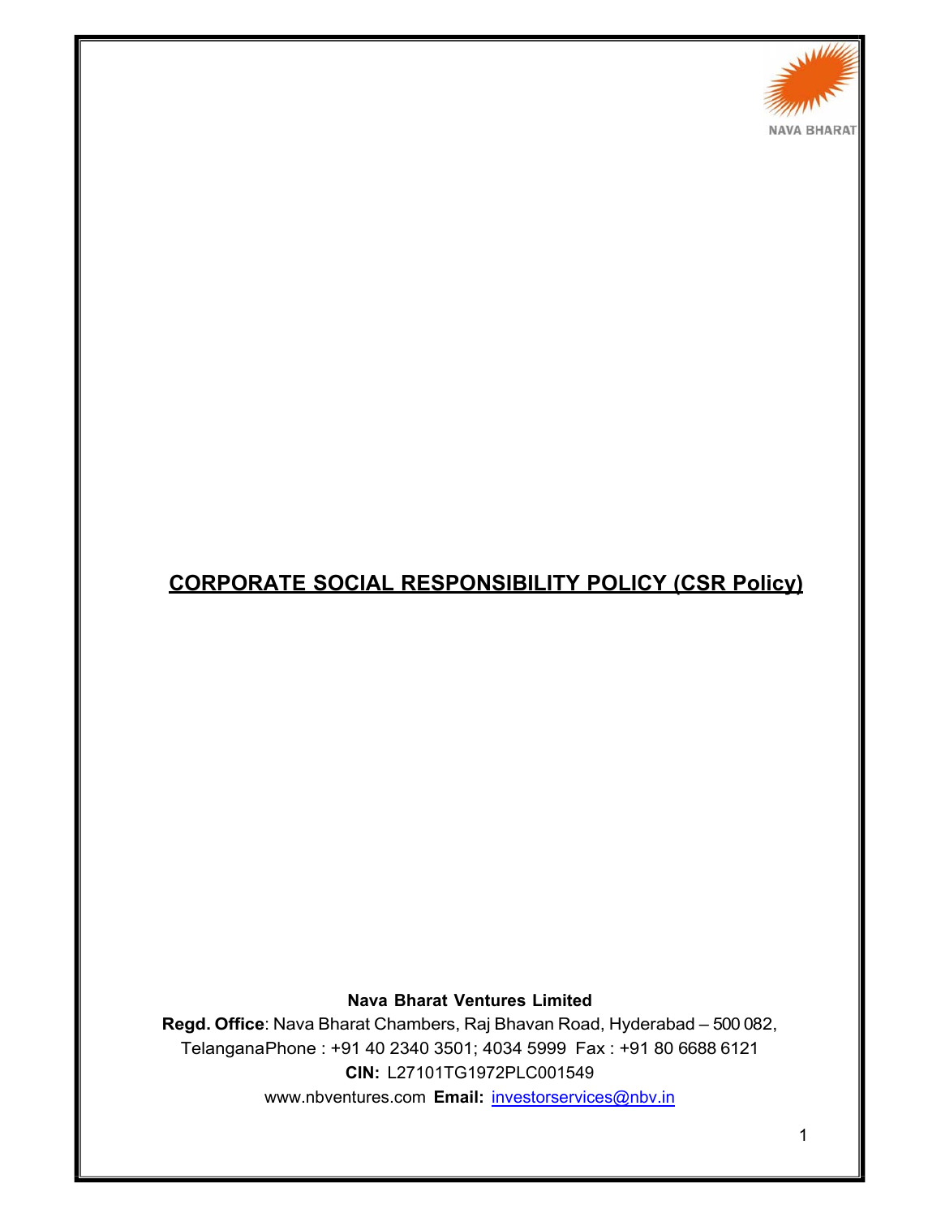NAVA BHARAT

# CORPORATE SOCIAL RESPONSIBILITY POLICY (CSR Policy)

**Nava Bharat Ventures Limited**

**Regd. Office**: Nava Bharat Chambers, Raj Bhavan Road, Hyderabad – 500 082, TelanganaPhone : +91 40 2340 3501; 4034 5999 Fax : +91 80 6688 6121

**CIN:** L27101TG1972PLC001549

www.nbventures.com **Email:** investorservices@nbv.in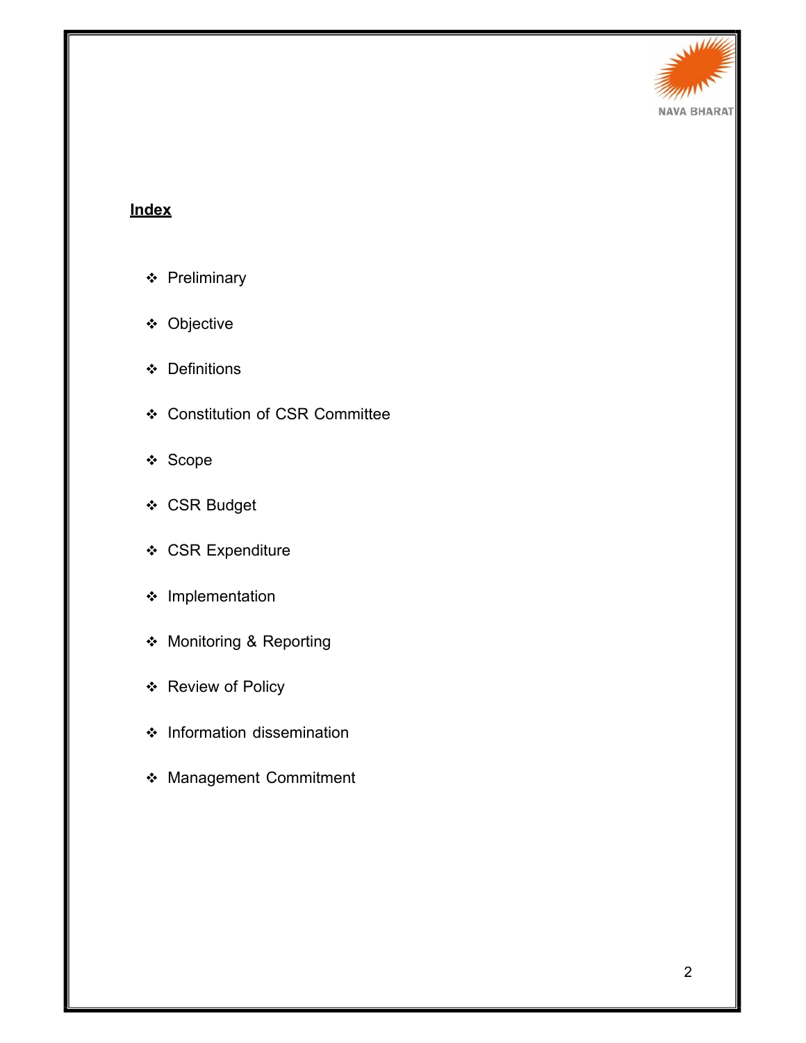## Index

- Preliminary
- Objective
- Definitions
- Constitution of CSR Committee
- Scope
- CSR Budget
- CSR Expenditure
- Implementation
- Monitoring & Reporting
- Review of Policy
- Information dissemination
- Management Commitment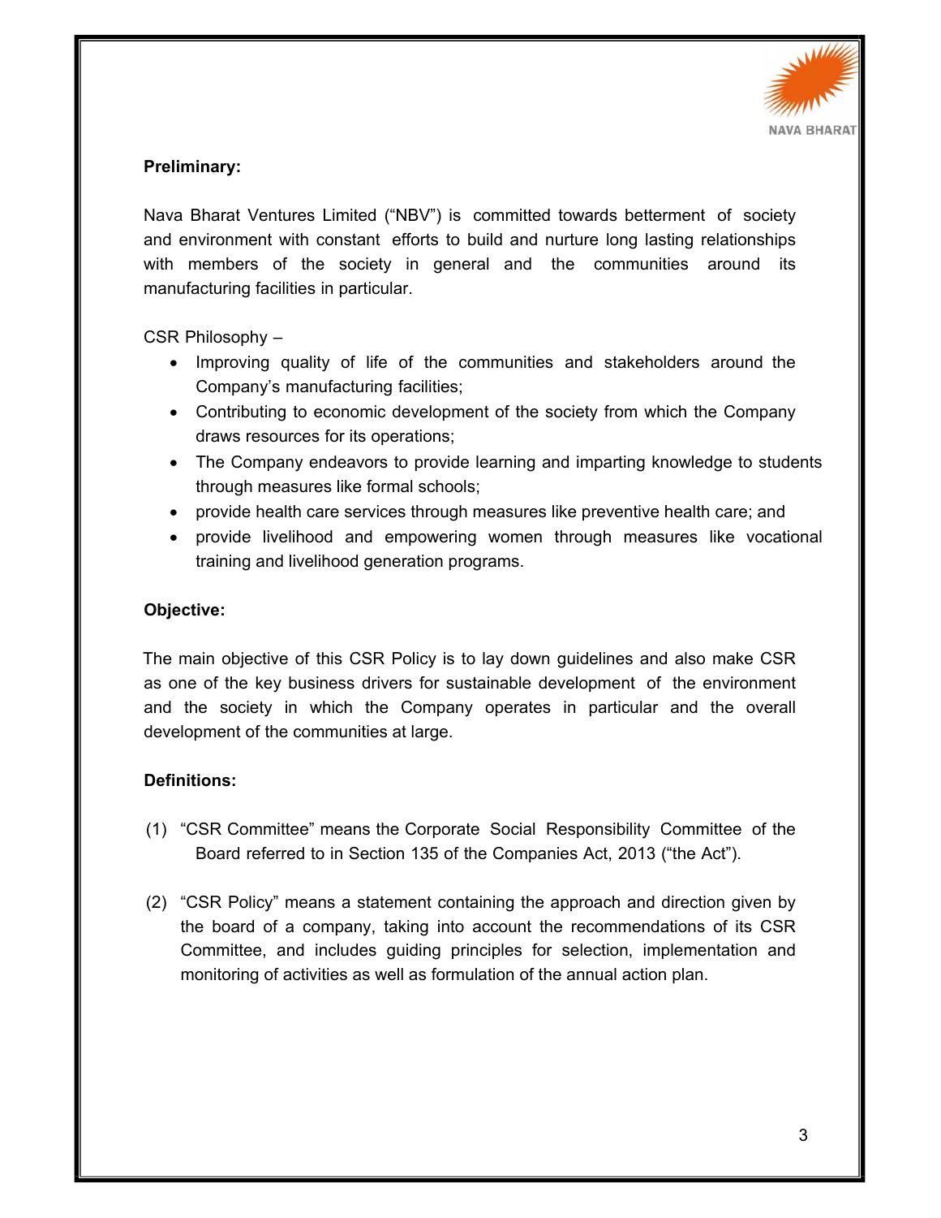**Preliminary:**

Nava Bharat Ventures Limited ("NBV") is committed towards betterment of society and environment with constant efforts to build and nurture long lasting relationships with members of the society in general and the communities around its manufacturing facilities in particular.

CSR Philosophy –

- Improving quality of life of the communities and stakeholders around the Company's manufacturing facilities;
- Contributing to economic development of the society from which the Company draws resources for its operations;
- The Company endeavors to provide learning and imparting knowledge to students through measures like formal schools;
- provide health care services through measures like preventive health care; and
- provide livelihood and empowering women through measures like vocational training and livelihood generation programs.

**Objective:**

The main objective of this CSR Policy is to lay down guidelines and also make CSR as one of the key business drivers for sustainable development of the environment and the society in which the Company operates in particular and the overall development of the communities at large.

**Definitions:**

(1) "CSR Committee" means the Corporate Social Responsibility Committee of the Board referred to in Section 135 of the Companies Act, 2013 ("the Act").

(2) "CSR Policy" means a statement containing the approach and direction given by the board of a company, taking into account the recommendations of its CSR Committee, and includes guiding principles for selection, implementation and monitoring of activities as well as formulation of the annual action plan.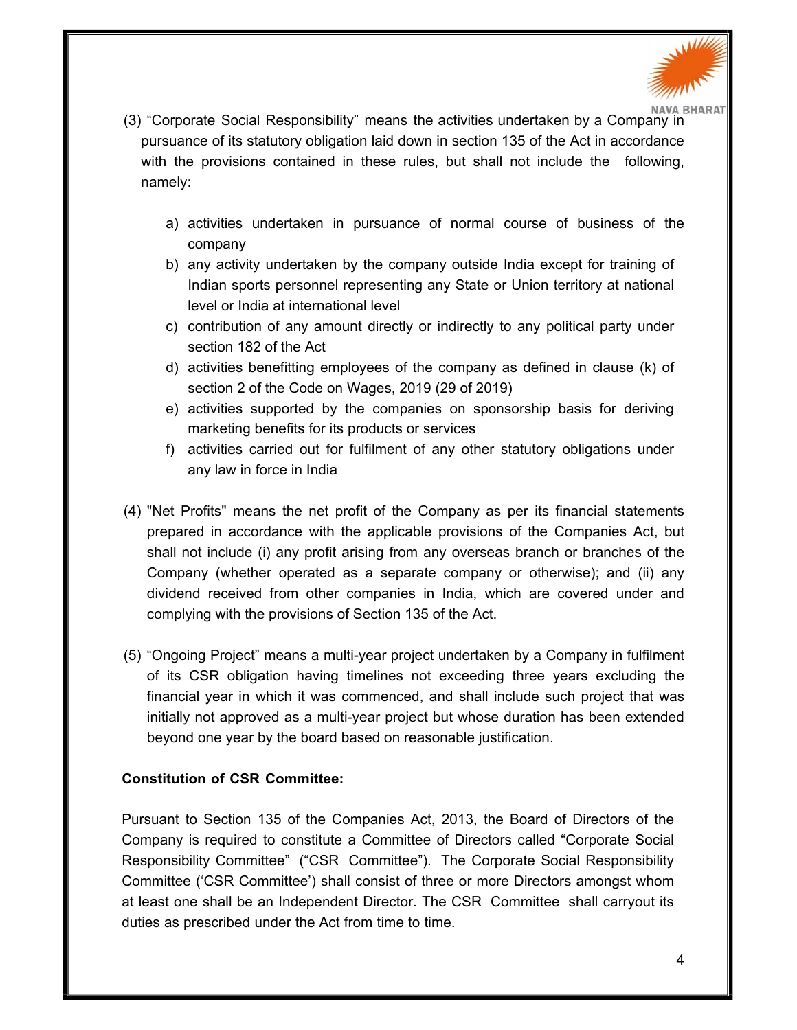(3) "Corporate Social Responsibility" means the activities undertaken by a Company in pursuance of its statutory obligation laid down in section 135 of the Act in accordance with the provisions contained in these rules, but shall not include the following, namely:

a) activities undertaken in pursuance of normal course of business of the company
b) any activity undertaken by the company outside India except for training of Indian sports personnel representing any State or Union territory at national level or India at international level
c) contribution of any amount directly or indirectly to any political party under section 182 of the Act
d) activities benefitting employees of the company as defined in clause (k) of section 2 of the Code on Wages, 2019 (29 of 2019)
e) activities supported by the companies on sponsorship basis for deriving marketing benefits for its products or services
f) activities carried out for fulfilment of any other statutory obligations under any law in force in India

(4) "Net Profits" means the net profit of the Company as per its financial statements prepared in accordance with the applicable provisions of the Companies Act, but shall not include (i) any profit arising from any overseas branch or branches of the Company (whether operated as a separate company or otherwise); and (ii) any dividend received from other companies in India, which are covered under and complying with the provisions of Section 135 of the Act.

(5) "Ongoing Project" means a multi-year project undertaken by a Company in fulfilment of its CSR obligation having timelines not exceeding three years excluding the financial year in which it was commenced, and shall include such project that was initially not approved as a multi-year project but whose duration has been extended beyond one year by the board based on reasonable justification.

**Constitution of CSR Committee:**

Pursuant to Section 135 of the Companies Act, 2013, the Board of Directors of the Company is required to constitute a Committee of Directors called "Corporate Social Responsibility Committee" ("CSR Committee"). The Corporate Social Responsibility Committee ('CSR Committee') shall consist of three or more Directors amongst whom at least one shall be an Independent Director. The CSR Committee shall carryout its duties as prescribed under the Act from time to time.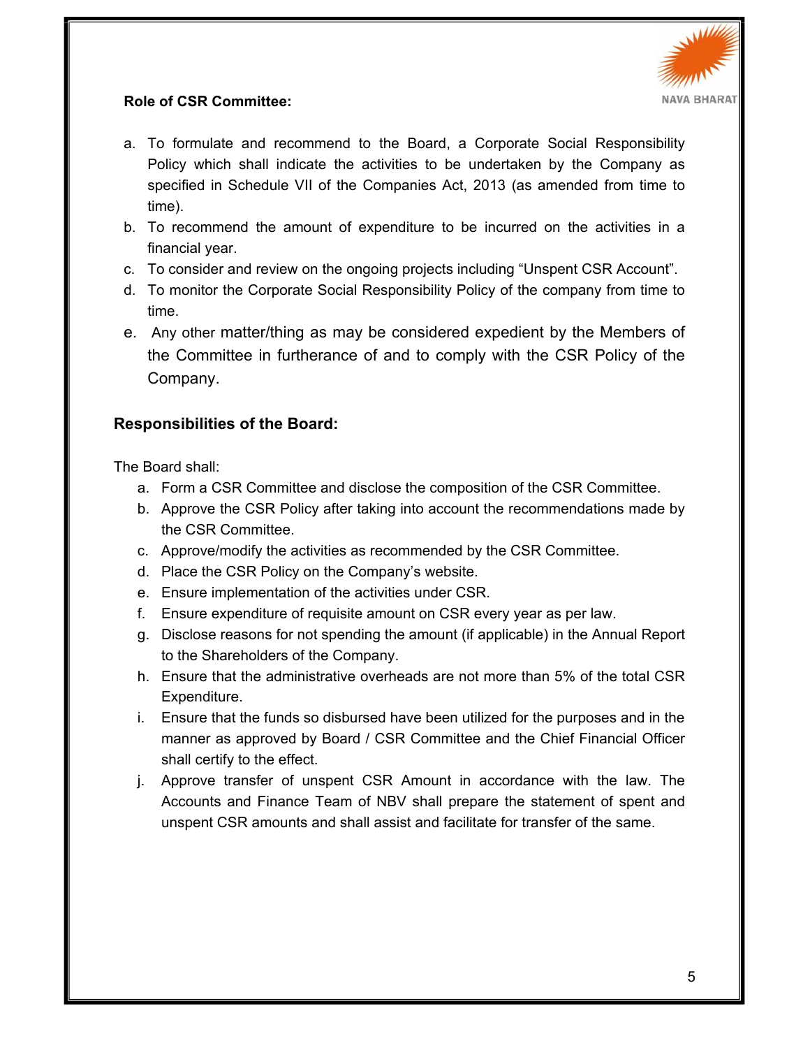**Role of CSR Committee:**

a. To formulate and recommend to the Board, a Corporate Social Responsibility Policy which shall indicate the activities to be undertaken by the Company as specified in Schedule VII of the Companies Act, 2013 (as amended from time to time).
b. To recommend the amount of expenditure to be incurred on the activities in a financial year.
c. To consider and review on the ongoing projects including “Unspent CSR Account”.
d. To monitor the Corporate Social Responsibility Policy of the company from time to time.
e. Any other matter/thing as may be considered expedient by the Members of the Committee in furtherance of and to comply with the CSR Policy of the Company.

## Responsibilities of the Board:

The Board shall:

a. Form a CSR Committee and disclose the composition of the CSR Committee.
b. Approve the CSR Policy after taking into account the recommendations made by the CSR Committee.
c. Approve/modify the activities as recommended by the CSR Committee.
d. Place the CSR Policy on the Company’s website.
e. Ensure implementation of the activities under CSR.
f. Ensure expenditure of requisite amount on CSR every year as per law.
g. Disclose reasons for not spending the amount (if applicable) in the Annual Report to the Shareholders of the Company.
h. Ensure that the administrative overheads are not more than 5% of the total CSR Expenditure.
i. Ensure that the funds so disbursed have been utilized for the purposes and in the manner as approved by Board / CSR Committee and the Chief Financial Officer shall certify to the effect.
j. Approve transfer of unspent CSR Amount in accordance with the law. The Accounts and Finance Team of NBV shall prepare the statement of spent and unspent CSR amounts and shall assist and facilitate for transfer of the same.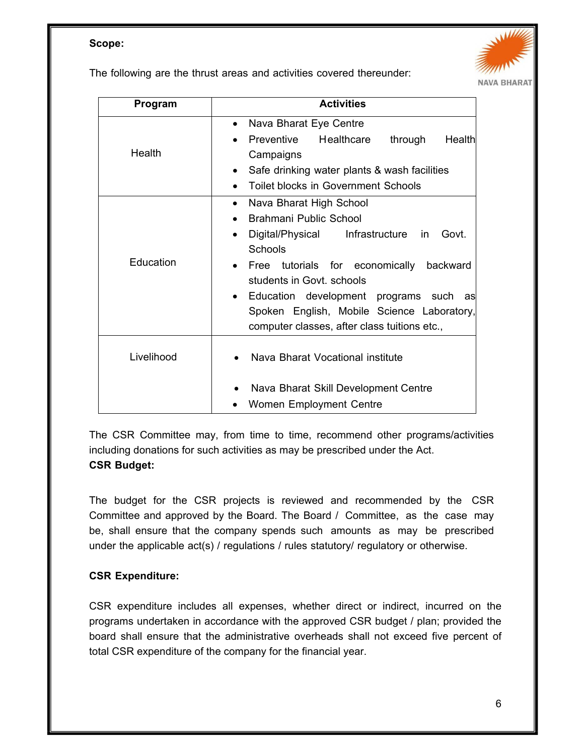**Scope:**

The following are the thrust areas and activities covered thereunder:

| Program | Activities |
|---|---|
| Health | • Nava Bharat Eye Centre<br>• Preventive Healthcare through Health Campaigns<br>• Safe drinking water plants & wash facilities<br>• Toilet blocks in Government Schools |
| Education | • Nava Bharat High School<br>• Brahmani Public School<br>• Digital/Physical Infrastructure in Govt. Schools<br>• Free tutorials for economically backward students in Govt. schools<br>• Education development programs such as Spoken English, Mobile Science Laboratory, computer classes, after class tuitions etc., |
| Livelihood | • Nava Bharat Vocational institute<br>• Nava Bharat Skill Development Centre<br>• Women Employment Centre |

The CSR Committee may, from time to time, recommend other programs/activities including donations for such activities as may be prescribed under the Act.

**CSR Budget:**

The budget for the CSR projects is reviewed and recommended by the CSR Committee and approved by the Board. The Board / Committee, as the case may be, shall ensure that the company spends such amounts as may be prescribed under the applicable act(s) / regulations / rules statutory/ regulatory or otherwise.

**CSR Expenditure:**

CSR expenditure includes all expenses, whether direct or indirect, incurred on the programs undertaken in accordance with the approved CSR budget / plan; provided the board shall ensure that the administrative overheads shall not exceed five percent of total CSR expenditure of the company for the financial year.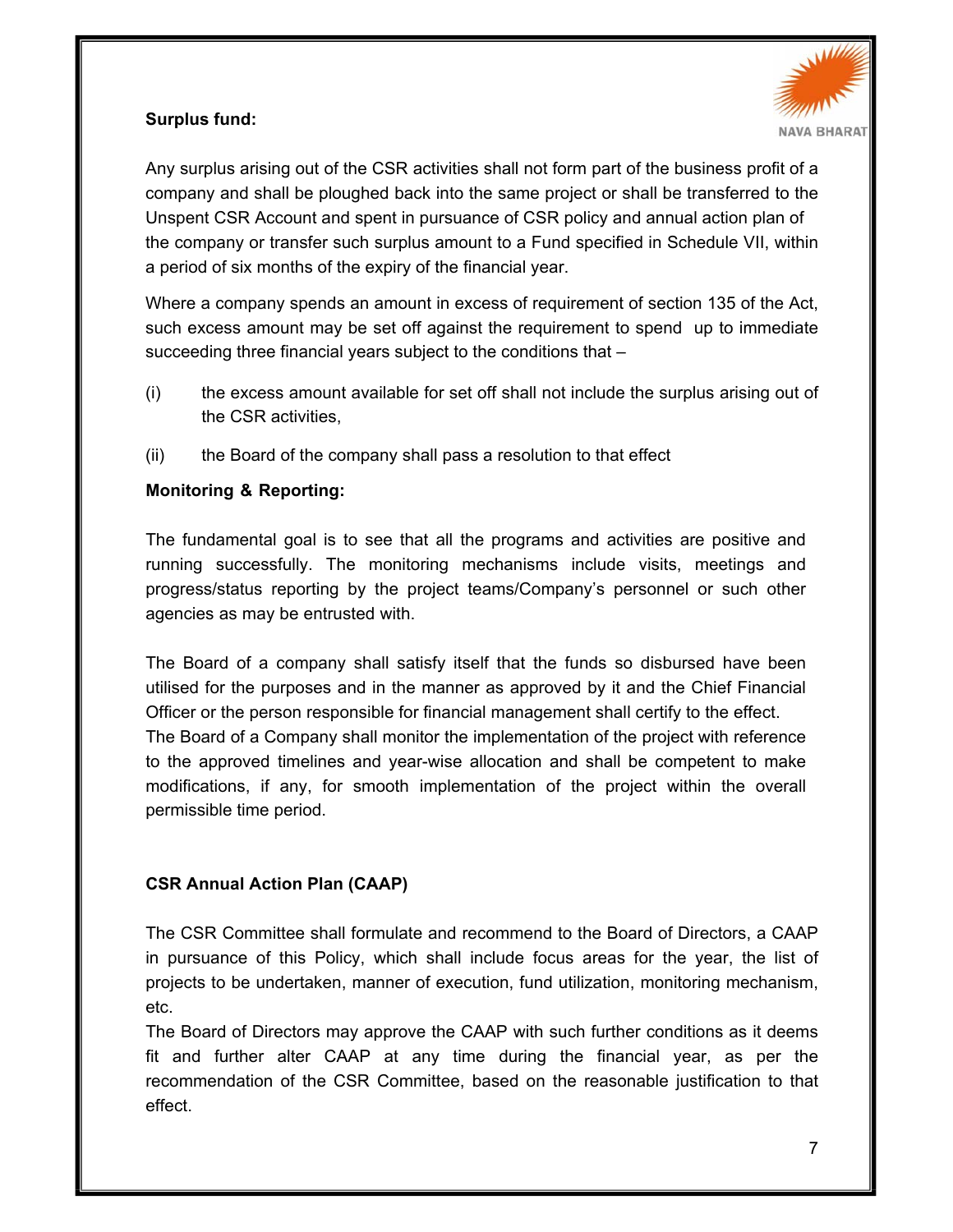**Surplus fund:**

Any surplus arising out of the CSR activities shall not form part of the business profit of a company and shall be ploughed back into the same project or shall be transferred to the Unspent CSR Account and spent in pursuance of CSR policy and annual action plan of the company or transfer such surplus amount to a Fund specified in Schedule VII, within a period of six months of the expiry of the financial year.

Where a company spends an amount in excess of requirement of section 135 of the Act, such excess amount may be set off against the requirement to spend up to immediate succeeding three financial years subject to the conditions that –

(i) the excess amount available for set off shall not include the surplus arising out of the CSR activities,

(ii) the Board of the company shall pass a resolution to that effect

**Monitoring & Reporting:**

The fundamental goal is to see that all the programs and activities are positive and running successfully. The monitoring mechanisms include visits, meetings and progress/status reporting by the project teams/Company's personnel or such other agencies as may be entrusted with.

The Board of a company shall satisfy itself that the funds so disbursed have been utilised for the purposes and in the manner as approved by it and the Chief Financial Officer or the person responsible for financial management shall certify to the effect. The Board of a Company shall monitor the implementation of the project with reference to the approved timelines and year-wise allocation and shall be competent to make modifications, if any, for smooth implementation of the project within the overall permissible time period.

**CSR Annual Action Plan (CAAP)**

The CSR Committee shall formulate and recommend to the Board of Directors, a CAAP in pursuance of this Policy, which shall include focus areas for the year, the list of projects to be undertaken, manner of execution, fund utilization, monitoring mechanism, etc.

The Board of Directors may approve the CAAP with such further conditions as it deems fit and further alter CAAP at any time during the financial year, as per the recommendation of the CSR Committee, based on the reasonable justification to that effect.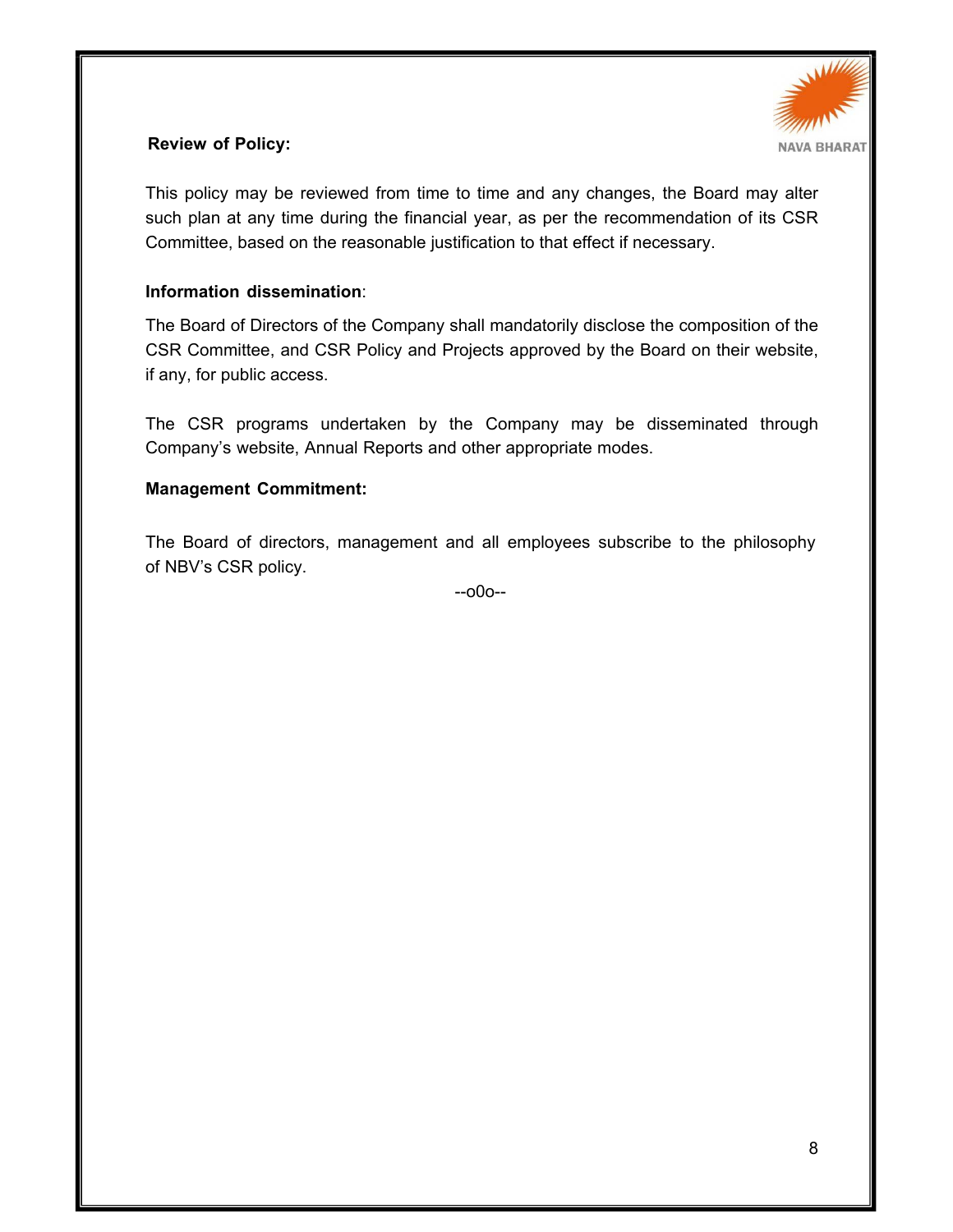**Review of Policy:**

This policy may be reviewed from time to time and any changes, the Board may alter such plan at any time during the financial year, as per the recommendation of its CSR Committee, based on the reasonable justification to that effect if necessary.

**Information dissemination**:

The Board of Directors of the Company shall mandatorily disclose the composition of the CSR Committee, and CSR Policy and Projects approved by the Board on their website, if any, for public access.

The CSR programs undertaken by the Company may be disseminated through Company's website, Annual Reports and other appropriate modes.

**Management Commitment:**

The Board of directors, management and all employees subscribe to the philosophy of NBV's CSR policy.

--o0o--